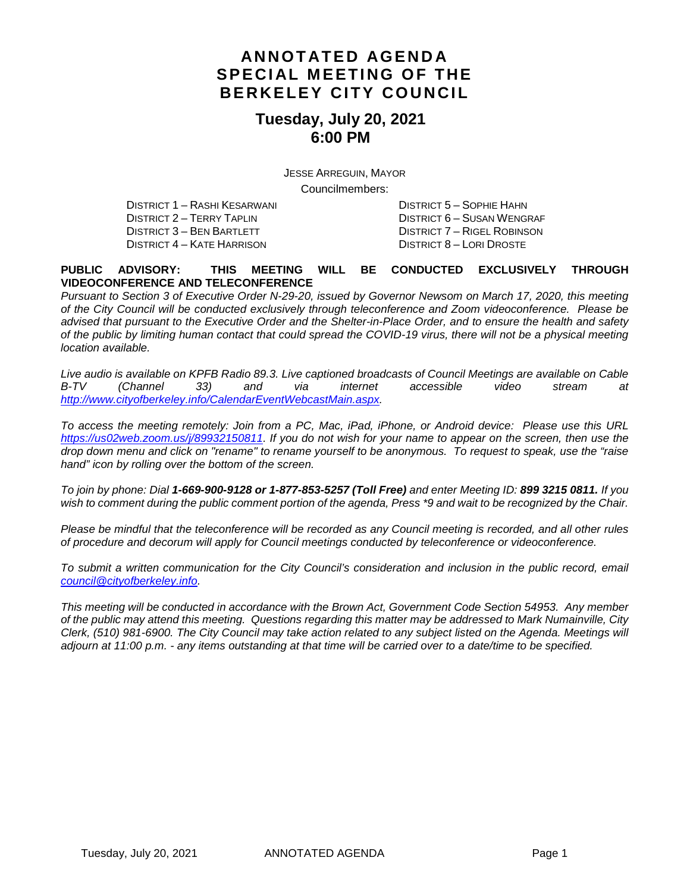# ANNOTATED AGENDA
# SPECIAL MEETING OF THE BERKELEY CITY COUNCIL

## Tuesday, July 20, 2021
## 6:00 PM

JESSE ARREGUIN, MAYOR

Councilmembers:

DISTRICT 1 – RASHI KESARWANI
DISTRICT 2 – TERRY TAPLIN
DISTRICT 3 – BEN BARTLETT
DISTRICT 4 – KATE HARRISON
DISTRICT 5 – SOPHIE HAHN
DISTRICT 6 – SUSAN WENGRAF
DISTRICT 7 – RIGEL ROBINSON
DISTRICT 8 – LORI DROSTE

**PUBLIC ADVISORY: THIS MEETING WILL BE CONDUCTED EXCLUSIVELY THROUGH VIDEOCONFERENCE AND TELECONFERENCE**

*Pursuant to Section 3 of Executive Order N-29-20, issued by Governor Newsom on March 17, 2020, this meeting of the City Council will be conducted exclusively through teleconference and Zoom videoconference. Please be advised that pursuant to the Executive Order and the Shelter-in-Place Order, and to ensure the health and safety of the public by limiting human contact that could spread the COVID-19 virus, there will not be a physical meeting location available.*

*Live audio is available on KPFB Radio 89.3. Live captioned broadcasts of Council Meetings are available on Cable B-TV (Channel 33) and via internet accessible video stream at http://www.cityofberkeley.info/CalendarEventWebcastMain.aspx.*

*To access the meeting remotely: Join from a PC, Mac, iPad, iPhone, or Android device: Please use this URL https://us02web.zoom.us/j/89932150811. If you do not wish for your name to appear on the screen, then use the drop down menu and click on "rename" to rename yourself to be anonymous. To request to speak, use the "raise hand" icon by rolling over the bottom of the screen.*

*To join by phone: Dial **1-669-900-9128 or 1-877-853-5257 (Toll Free)** and enter Meeting ID: **899 3215 0811.** If you wish to comment during the public comment portion of the agenda, Press \*9 and wait to be recognized by the Chair.*

*Please be mindful that the teleconference will be recorded as any Council meeting is recorded, and all other rules of procedure and decorum will apply for Council meetings conducted by teleconference or videoconference.*

*To submit a written communication for the City Council's consideration and inclusion in the public record, email council@cityofberkeley.info.*

*This meeting will be conducted in accordance with the Brown Act, Government Code Section 54953. Any member of the public may attend this meeting. Questions regarding this matter may be addressed to Mark Numainville, City Clerk, (510) 981-6900. The City Council may take action related to any subject listed on the Agenda. Meetings will adjourn at 11:00 p.m. - any items outstanding at that time will be carried over to a date/time to be specified.*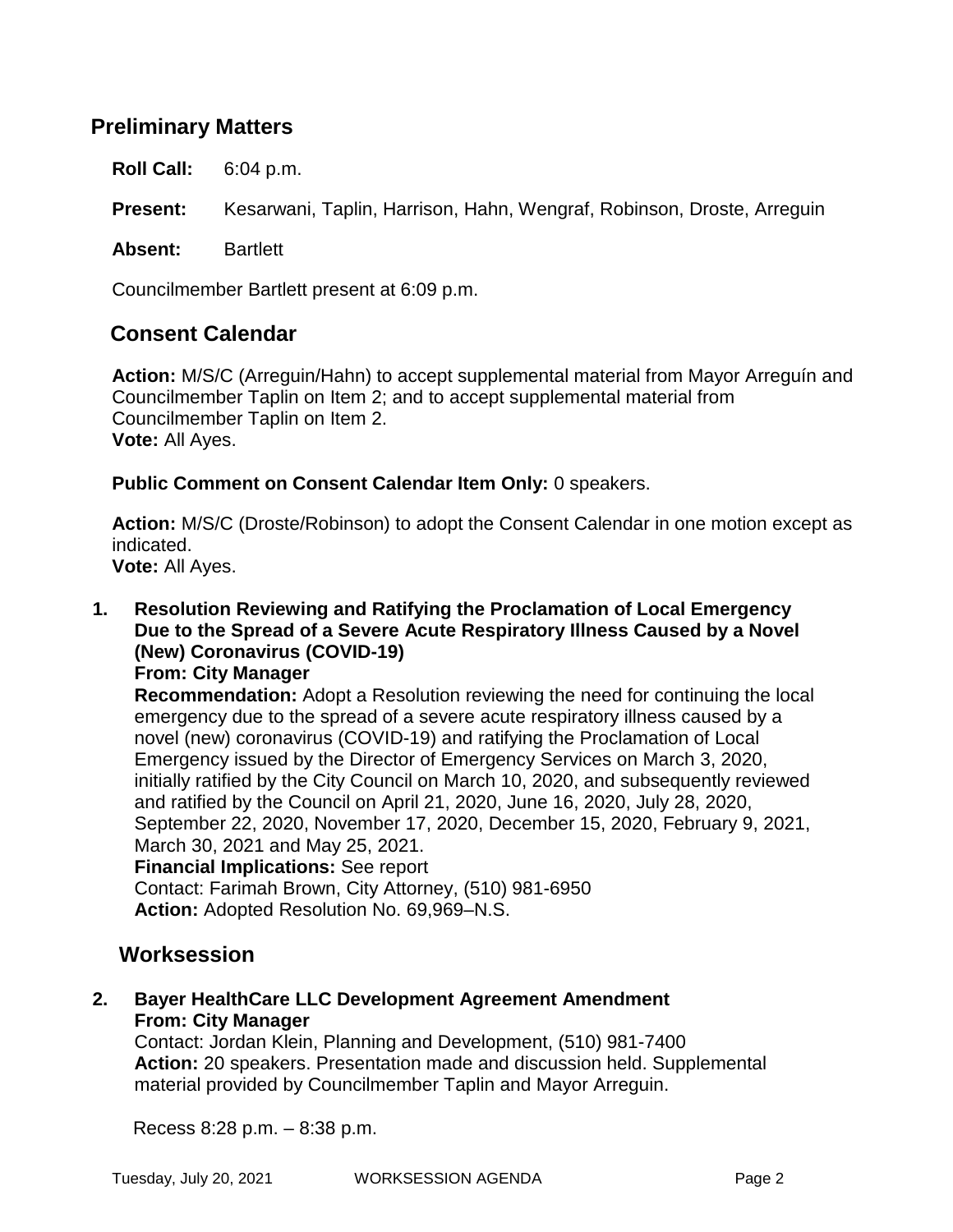## Preliminary Matters

**Roll Call:** 6:04 p.m.

**Present:** Kesarwani, Taplin, Harrison, Hahn, Wengraf, Robinson, Droste, Arreguin

**Absent:** Bartlett

Councilmember Bartlett present at 6:09 p.m.

## Consent Calendar

**Action:** M/S/C (Arreguin/Hahn) to accept supplemental material from Mayor Arreguín and Councilmember Taplin on Item 2; and to accept supplemental material from Councilmember Taplin on Item 2.
**Vote:** All Ayes.

**Public Comment on Consent Calendar Item Only:** 0 speakers.

**Action:** M/S/C (Droste/Robinson) to adopt the Consent Calendar in one motion except as indicated.
**Vote:** All Ayes.

1. **Resolution Reviewing and Ratifying the Proclamation of Local Emergency Due to the Spread of a Severe Acute Respiratory Illness Caused by a Novel (New) Coronavirus (COVID-19)**
   **From: City Manager**
   **Recommendation:** Adopt a Resolution reviewing the need for continuing the local emergency due to the spread of a severe acute respiratory illness caused by a novel (new) coronavirus (COVID-19) and ratifying the Proclamation of Local Emergency issued by the Director of Emergency Services on March 3, 2020, initially ratified by the City Council on March 10, 2020, and subsequently reviewed and ratified by the Council on April 21, 2020, June 16, 2020, July 28, 2020, September 22, 2020, November 17, 2020, December 15, 2020, February 9, 2021, March 30, 2021 and May 25, 2021.
   **Financial Implications:** See report
   Contact: Farimah Brown, City Attorney, (510) 981-6950
   **Action:** Adopted Resolution No. 69,969–N.S.

## Worksession

2. **Bayer HealthCare LLC Development Agreement Amendment**
   **From: City Manager**
   Contact: Jordan Klein, Planning and Development, (510) 981-7400
   **Action:** 20 speakers. Presentation made and discussion held. Supplemental material provided by Councilmember Taplin and Mayor Arreguin.

Recess 8:28 p.m. – 8:38 p.m.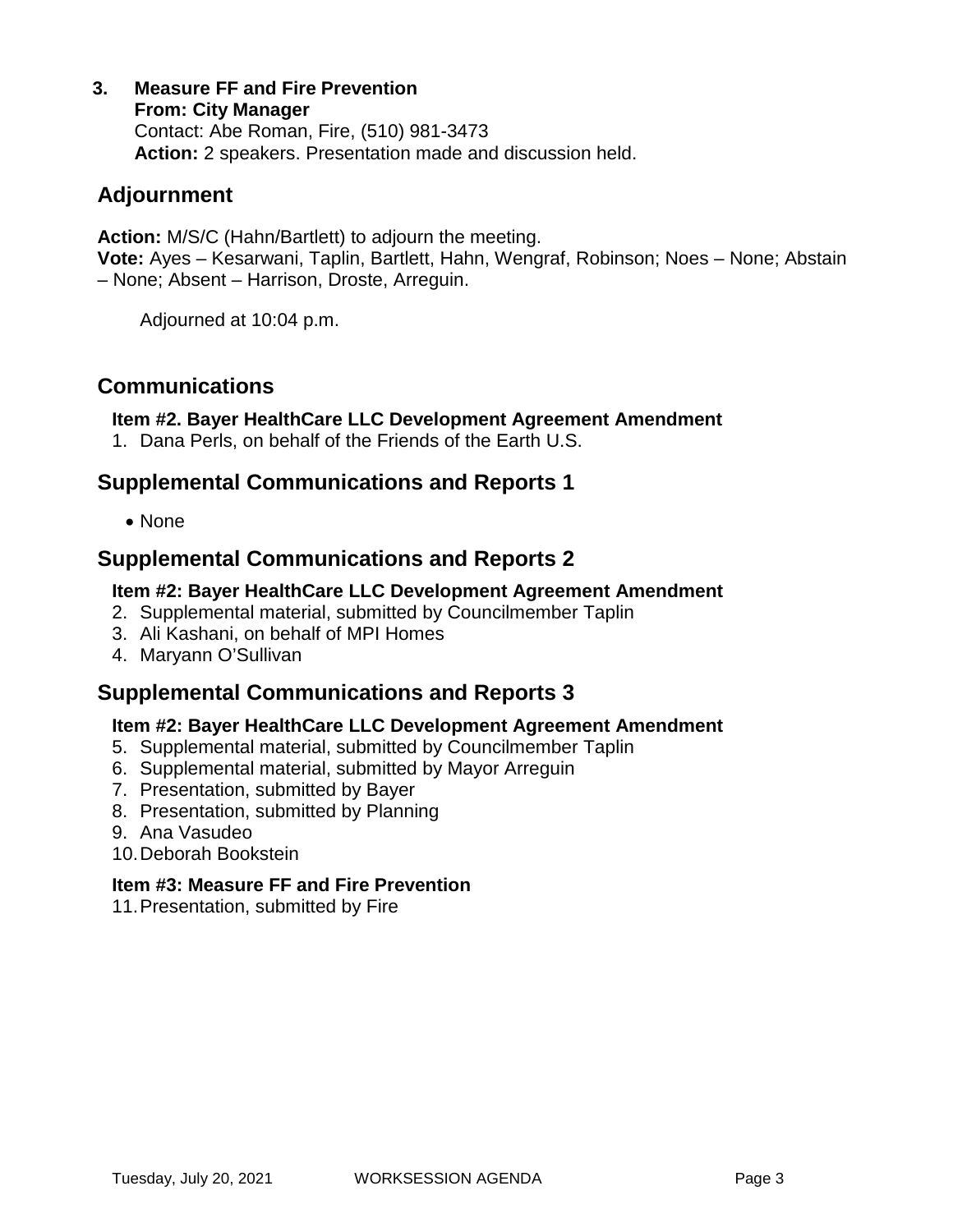**3. Measure FF and Fire Prevention**
**From: City Manager**
Contact: Abe Roman, Fire, (510) 981-3473
**Action:** 2 speakers. Presentation made and discussion held.

## Adjournment

**Action:** M/S/C (Hahn/Bartlett) to adjourn the meeting.
**Vote:** Ayes – Kesarwani, Taplin, Bartlett, Hahn, Wengraf, Robinson; Noes – None; Abstain – None; Absent – Harrison, Droste, Arreguin.

Adjourned at 10:04 p.m.

## Communications

**Item #2. Bayer HealthCare LLC Development Agreement Amendment**

1. Dana Perls, on behalf of the Friends of the Earth U.S.

## Supplemental Communications and Reports 1

- None

## Supplemental Communications and Reports 2

**Item #2: Bayer HealthCare LLC Development Agreement Amendment**

2. Supplemental material, submitted by Councilmember Taplin
3. Ali Kashani, on behalf of MPI Homes
4. Maryann O'Sullivan

## Supplemental Communications and Reports 3

**Item #2: Bayer HealthCare LLC Development Agreement Amendment**

5. Supplemental material, submitted by Councilmember Taplin
6. Supplemental material, submitted by Mayor Arreguin
7. Presentation, submitted by Bayer
8. Presentation, submitted by Planning
9. Ana Vasudeo
10. Deborah Bookstein

**Item #3: Measure FF and Fire Prevention**

11. Presentation, submitted by Fire